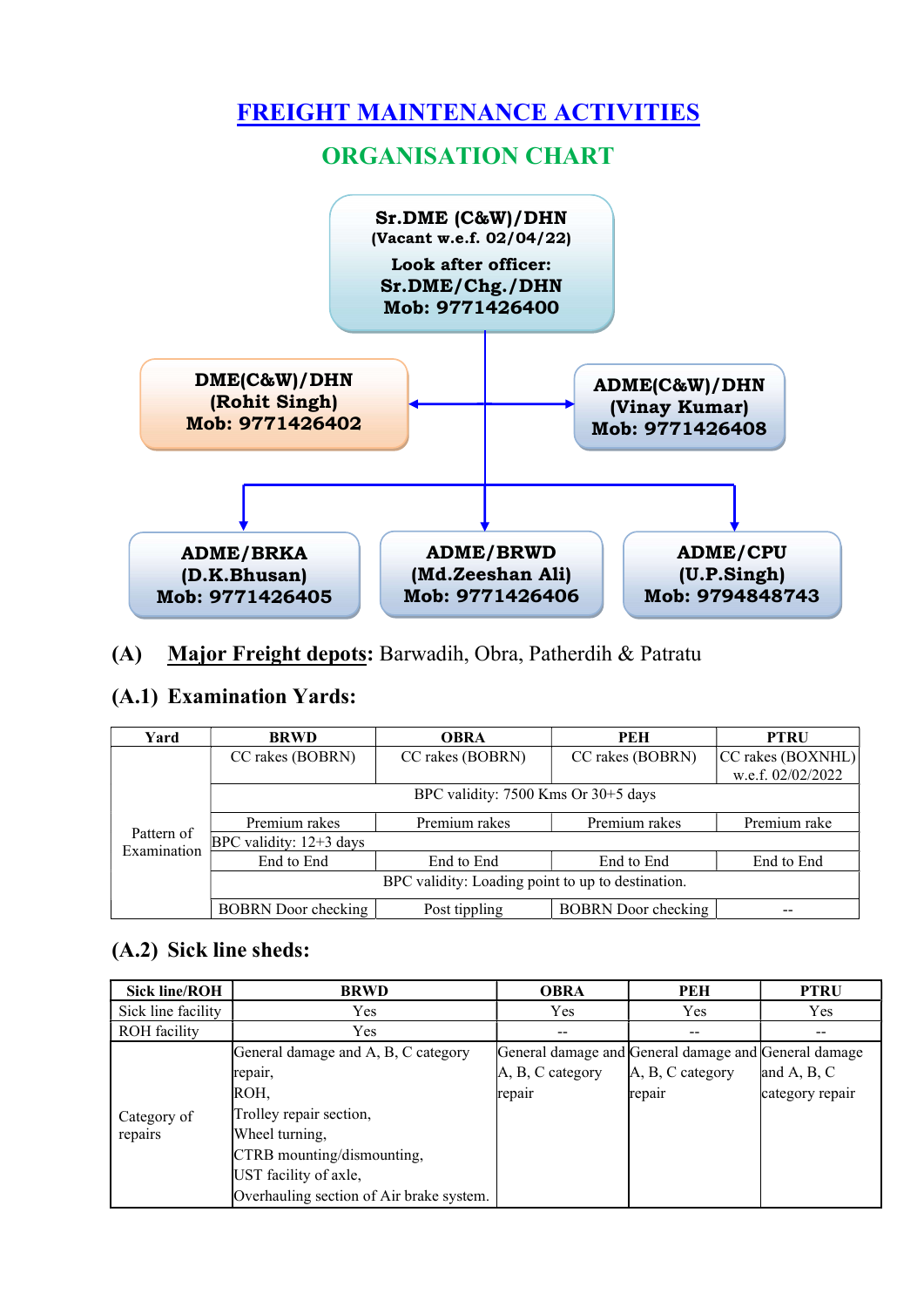# FREIGHT MAINTENANCE ACTIVITIES

## ORGANISATION CHART

**Sr.DME (C&W)/DHN**
**(Vacant w.e.f. 02/04/22)**
**Look after officer:**
**Sr.DME/Chg./DHN**
**Mob: 9771426400**

**DME(C&W)/DHN**
**(Rohit Singh)**
**Mob: 9771426402**

**ADME(C&W)/DHN**
**(Vinay Kumar)**
**Mob: 9771426408**

**ADME/BRKA**
**(D.K.Bhusan)**
**Mob: 9771426405**

**ADME/BRWD**
**(Md.Zeeshan Ali)**
**Mob: 9771426406**

**ADME/CPU**
**(U.P.Singh)**
**Mob: 9794848743**

**(A) Major Freight depots:** Barwadih, Obra, Patherdih & Patratu

### (A.1) Examination Yards:

| Yard | BRWD | OBRA | PEH | PTRU |
|---|---|---|---|---|
| Pattern of Examination | CC rakes (BOBRN) | CC rakes (BOBRN) | CC rakes (BOBRN) | CC rakes (BOXNHL) w.e.f. 02/02/2022 |
| | BPC validity: 7500 Kms Or 30+5 days | | | |
| | Premium rakes | Premium rakes | Premium rakes | Premium rake |
| | BPC validity: 12+3 days | | | |
| | End to End | End to End | End to End | End to End |
| | BPC validity: Loading point to up to destination. | | | |
| | BOBRN Door checking | Post tippling | BOBRN Door checking | -- |

### (A.2) Sick line sheds:

| Sick line/ROH | BRWD | OBRA | PEH | PTRU |
|---|---|---|---|---|
| Sick line facility | Yes | Yes | Yes | Yes |
| ROH facility | Yes | -- | -- | -- |
| Category of repairs | General damage and A, B, C category repair, ROH, Trolley repair section, Wheel turning, CTRB mounting/dismounting, UST facility of axle, Overhauling section of Air brake system. | General damage and A, B, C category repair | General damage and A, B, C category repair | General damage and A, B, C category repair |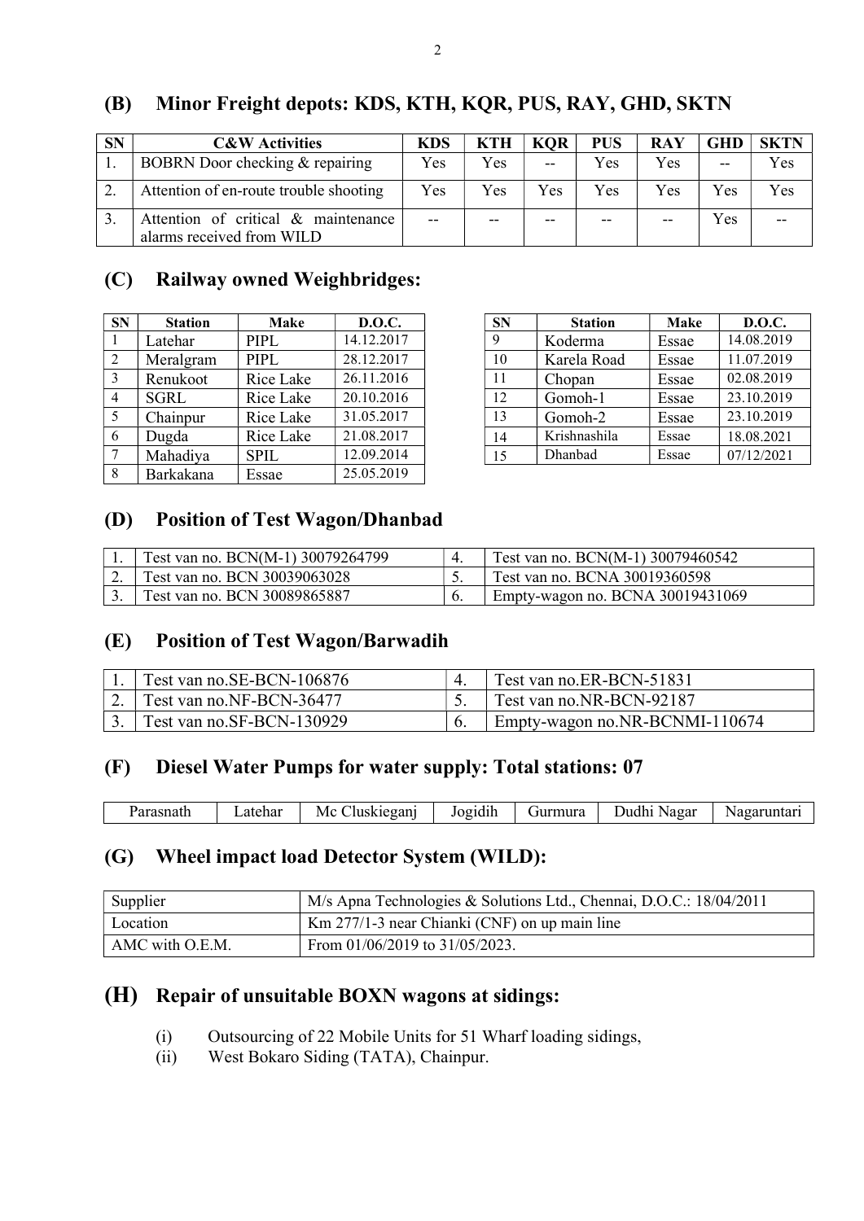## (B) Minor Freight depots: KDS, KTH, KQR, PUS, RAY, GHD, SKTN

| SN | C&W Activities | KDS | KTH | KQR | PUS | RAY | GHD | SKTN |
|---|---|---|---|---|---|---|---|---|
| 1. | BOBRN Door checking & repairing | Yes | Yes | -- | Yes | Yes | -- | Yes |
| 2. | Attention of en-route trouble shooting | Yes | Yes | Yes | Yes | Yes | Yes | Yes |
| 3. | Attention of critical & maintenance alarms received from WILD | -- | -- | -- | -- | -- | Yes | -- |

## (C) Railway owned Weighbridges:

| SN | Station | Make | D.O.C. |
|---|---|---|---|
| 1 | Latehar | PIPL | 14.12.2017 |
| 2 | Meralgram | PIPL | 28.12.2017 |
| 3 | Renukoot | Rice Lake | 26.11.2016 |
| 4 | SGRL | Rice Lake | 20.10.2016 |
| 5 | Chainpur | Rice Lake | 31.05.2017 |
| 6 | Dugda | Rice Lake | 21.08.2017 |
| 7 | Mahadiya | SPIL | 12.09.2014 |
| 8 | Barkakana | Essae | 25.05.2019 |
| 9 | Koderma | Essae | 14.08.2019 |
| 10 | Karela Road | Essae | 11.07.2019 |
| 11 | Chopan | Essae | 02.08.2019 |
| 12 | Gomoh-1 | Essae | 23.10.2019 |
| 13 | Gomoh-2 | Essae | 23.10.2019 |
| 14 | Krishnashila | Essae | 18.08.2021 |
| 15 | Dhanbad | Essae | 07/12/2021 |

## (D) Position of Test Wagon/Dhanbad

| | | | |
|---|---|---|---|
| 1. | Test van no. BCN(M-1) 30079264799 | 4. | Test van no. BCN(M-1) 30079460542 |
| 2. | Test van no. BCN 30039063028 | 5. | Test van no. BCNA 30019360598 |
| 3. | Test van no. BCN 30089865887 | 6. | Empty-wagon no. BCNA 30019431069 |

## (E) Position of Test Wagon/Barwadih

| | | | |
|---|---|---|---|
| 1. | Test van no.SE-BCN-106876 | 4. | Test van no.ER-BCN-51831 |
| 2. | Test van no.NF-BCN-36477 | 5. | Test van no.NR-BCN-92187 |
| 3. | Test van no.SF-BCN-130929 | 6. | Empty-wagon no.NR-BCNMI-110674 |

## (F) Diesel Water Pumps for water supply: Total stations: 07

| | | | | | | |
|---|---|---|---|---|---|---|
| Parasnath | Latehar | Mc Cluskieganj | Jogidih | Gurmura | Dudhi Nagar | Nagaruntari |

## (G) Wheel impact load Detector System (WILD):

| | |
|---|---|
| Supplier | M/s Apna Technologies & Solutions Ltd., Chennai, D.O.C.: 18/04/2011 |
| Location | Km 277/1-3 near Chianki (CNF) on up main line |
| AMC with O.E.M. | From 01/06/2019 to 31/05/2023. |

## (H) Repair of unsuitable BOXN wagons at sidings:

(i) Outsourcing of 22 Mobile Units for 51 Wharf loading sidings,

(ii) West Bokaro Siding (TATA), Chainpur.